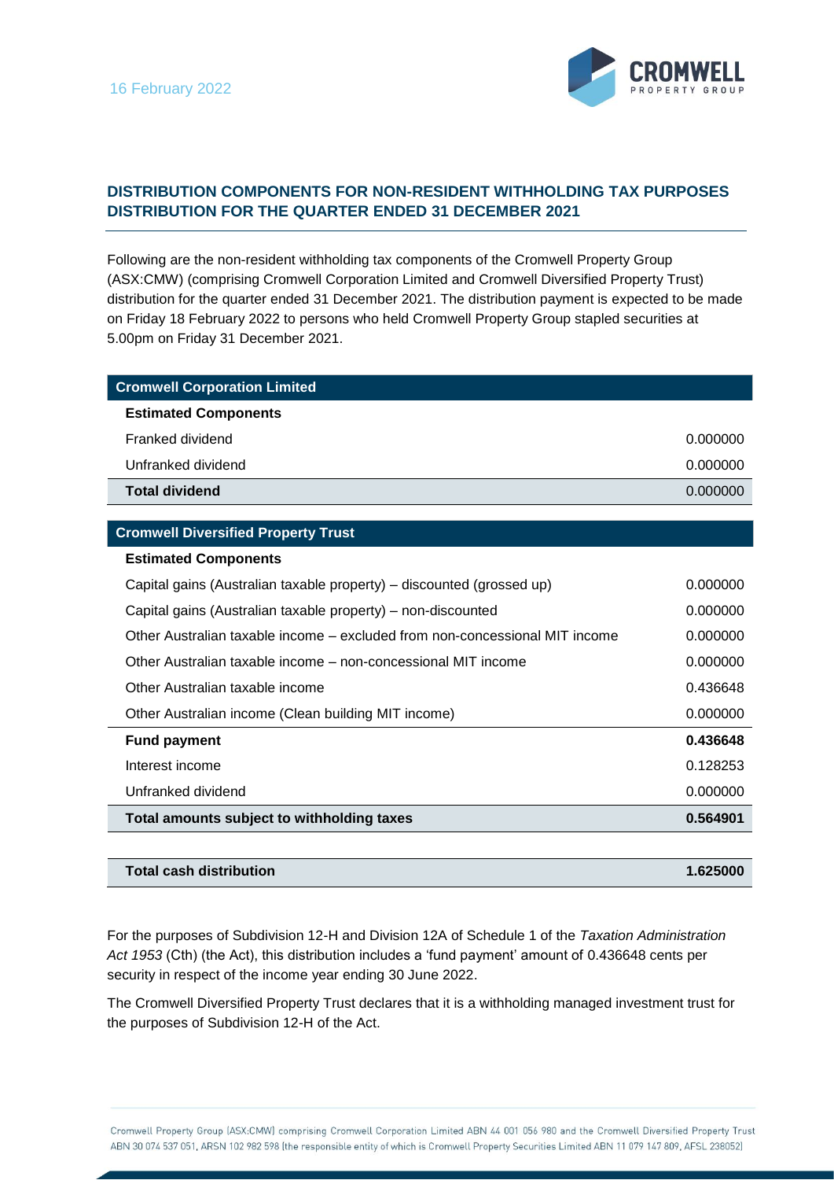16 February 2022

## DISTRIBUTION COMPONENTS FOR NON-RESIDENT WITHHOLDING TAX PURPOSES
## DISTRIBUTION FOR THE QUARTER ENDED 31 DECEMBER 2021

Following are the non-resident withholding tax components of the Cromwell Property Group (ASX:CMW) (comprising Cromwell Corporation Limited and Cromwell Diversified Property Trust) distribution for the quarter ended 31 December 2021. The distribution payment is expected to be made on Friday 18 February 2022 to persons who held Cromwell Property Group stapled securities at 5.00pm on Friday 31 December 2021.

| **Cromwell Corporation Limited** | |
|---|---|
| **Estimated Components** | |
| Franked dividend | 0.000000 |
| Unfranked dividend | 0.000000 |
| **Total dividend** | 0.000000 |

| **Cromwell Diversified Property Trust** | |
|---|---|
| **Estimated Components** | |
| Capital gains (Australian taxable property) – discounted (grossed up) | 0.000000 |
| Capital gains (Australian taxable property) – non-discounted | 0.000000 |
| Other Australian taxable income – excluded from non-concessional MIT income | 0.000000 |
| Other Australian taxable income – non-concessional MIT income | 0.000000 |
| Other Australian taxable income | 0.436648 |
| Other Australian income (Clean building MIT income) | 0.000000 |
| **Fund payment** | **0.436648** |
| Interest income | 0.128253 |
| Unfranked dividend | 0.000000 |
| **Total amounts subject to withholding taxes** | **0.564901** |

| **Total cash distribution** | **1.625000** |
|---|---|

For the purposes of Subdivision 12-H and Division 12A of Schedule 1 of the *Taxation Administration Act 1953* (Cth) (the Act), this distribution includes a 'fund payment' amount of 0.436648 cents per security in respect of the income year ending 30 June 2022.

The Cromwell Diversified Property Trust declares that it is a withholding managed investment trust for the purposes of Subdivision 12-H of the Act.

Cromwell Property Group (ASX:CMW) comprising Cromwell Corporation Limited ABN 44 001 056 980 and the Cromwell Diversified Property Trust ABN 30 074 537 051, ARSN 102 982 598 (the responsible entity of which is Cromwell Property Securities Limited ABN 11 079 147 809, AFSL 238052)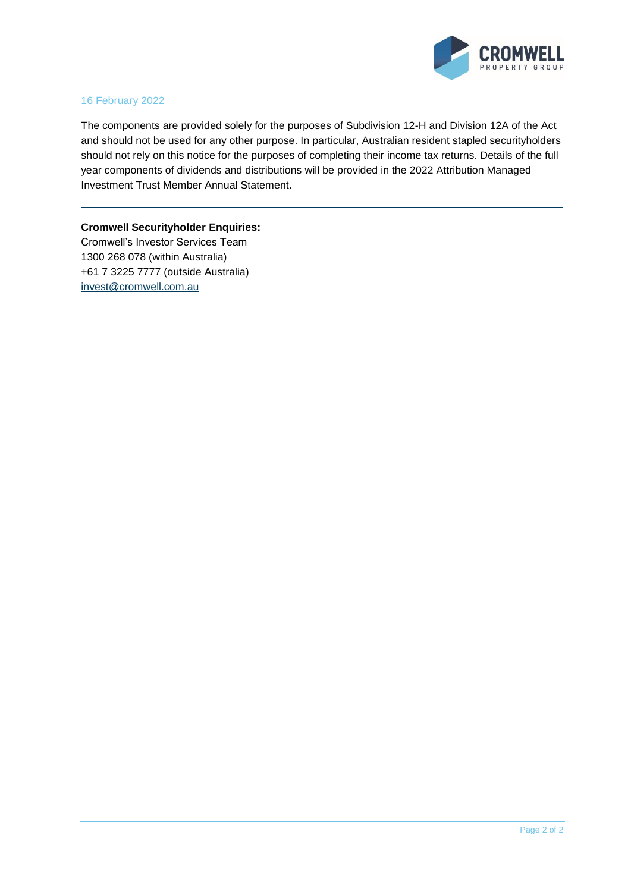16 February 2022

The components are provided solely for the purposes of Subdivision 12-H and Division 12A of the Act and should not be used for any other purpose. In particular, Australian resident stapled securityholders should not rely on this notice for the purposes of completing their income tax returns. Details of the full year components of dividends and distributions will be provided in the 2022 Attribution Managed Investment Trust Member Annual Statement.

---

**Cromwell Securityholder Enquiries:**
Cromwell's Investor Services Team
1300 268 078 (within Australia)
+61 7 3225 7777 (outside Australia)
invest@cromwell.com.au